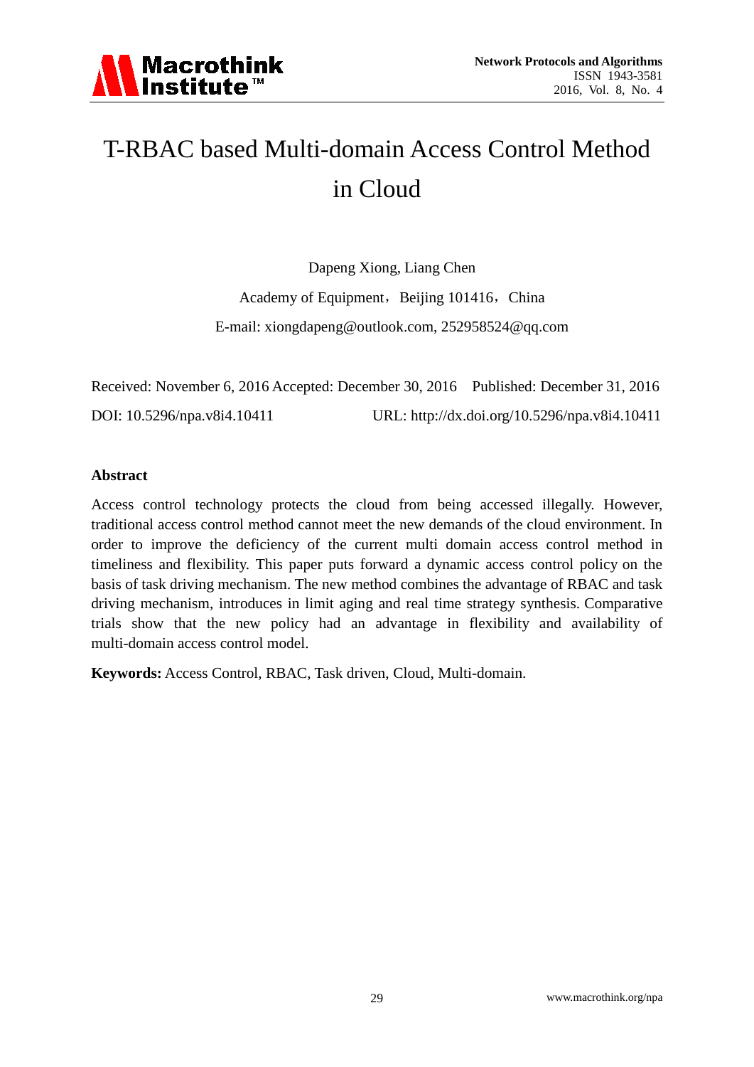# T-RBAC based Multi-domain Access Control Method in Cloud

Dapeng Xiong, Liang Chen

Academy of Equipment，Beijing 101416，China

E-mail: xiongdapeng@outlook.com, 252958524@qq.com

Received: November 6, 2016 Accepted: December 30, 2016 Published: December 31, 2016

DOI: 10.5296/npa.v8i4.10411 URL: http://dx.doi.org/10.5296/npa.v8i4.10411

## Abstract

Access control technology protects the cloud from being accessed illegally. However, traditional access control method cannot meet the new demands of the cloud environment. In order to improve the deficiency of the current multi domain access control method in timeliness and flexibility. This paper puts forward a dynamic access control policy on the basis of task driving mechanism. The new method combines the advantage of RBAC and task driving mechanism, introduces in limit aging and real time strategy synthesis. Comparative trials show that the new policy had an advantage in flexibility and availability of multi-domain access control model.

**Keywords:** Access Control, RBAC, Task driven, Cloud, Multi-domain.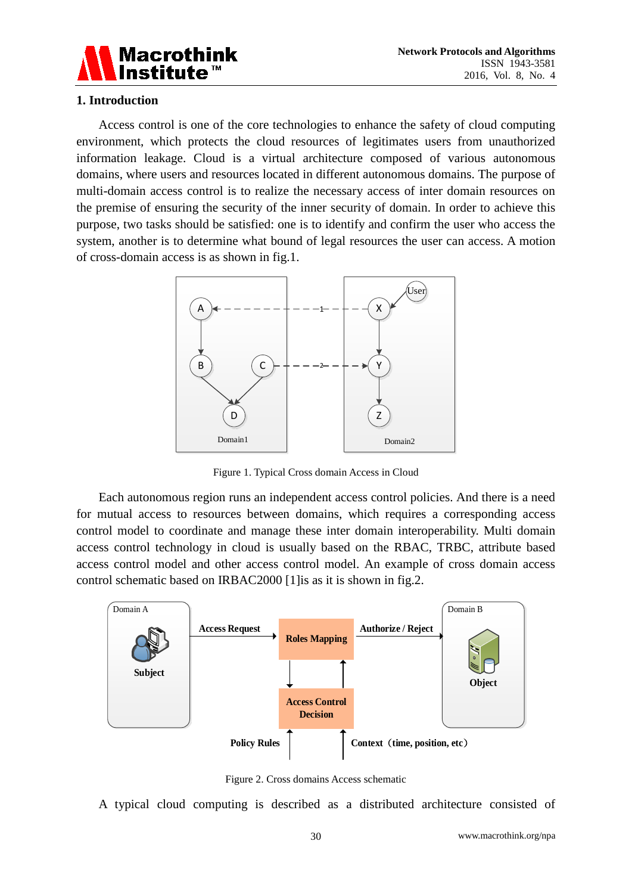## 1. Introduction

Access control is one of the core technologies to enhance the safety of cloud computing environment, which protects the cloud resources of legitimates users from unauthorized information leakage. Cloud is a virtual architecture composed of various autonomous domains, where users and resources located in different autonomous domains. The purpose of multi-domain access control is to realize the necessary access of inter domain resources on the premise of ensuring the security of the inner security of domain. In order to achieve this purpose, two tasks should be satisfied: one is to identify and confirm the user who access the system, another is to determine what bound of legal resources the user can access. A motion of cross-domain access is as shown in fig.1.

Figure 1. Typical Cross domain Access in Cloud

Each autonomous region runs an independent access control policies. And there is a need for mutual access to resources between domains, which requires a corresponding access control model to coordinate and manage these inter domain interoperability. Multi domain access control technology in cloud is usually based on the RBAC, TRBC, attribute based access control model and other access control model. An example of cross domain access control schematic based on IRBAC2000 [1]is as it is shown in fig.2.

Figure 2. Cross domains Access schematic

A typical cloud computing is described as a distributed architecture consisted of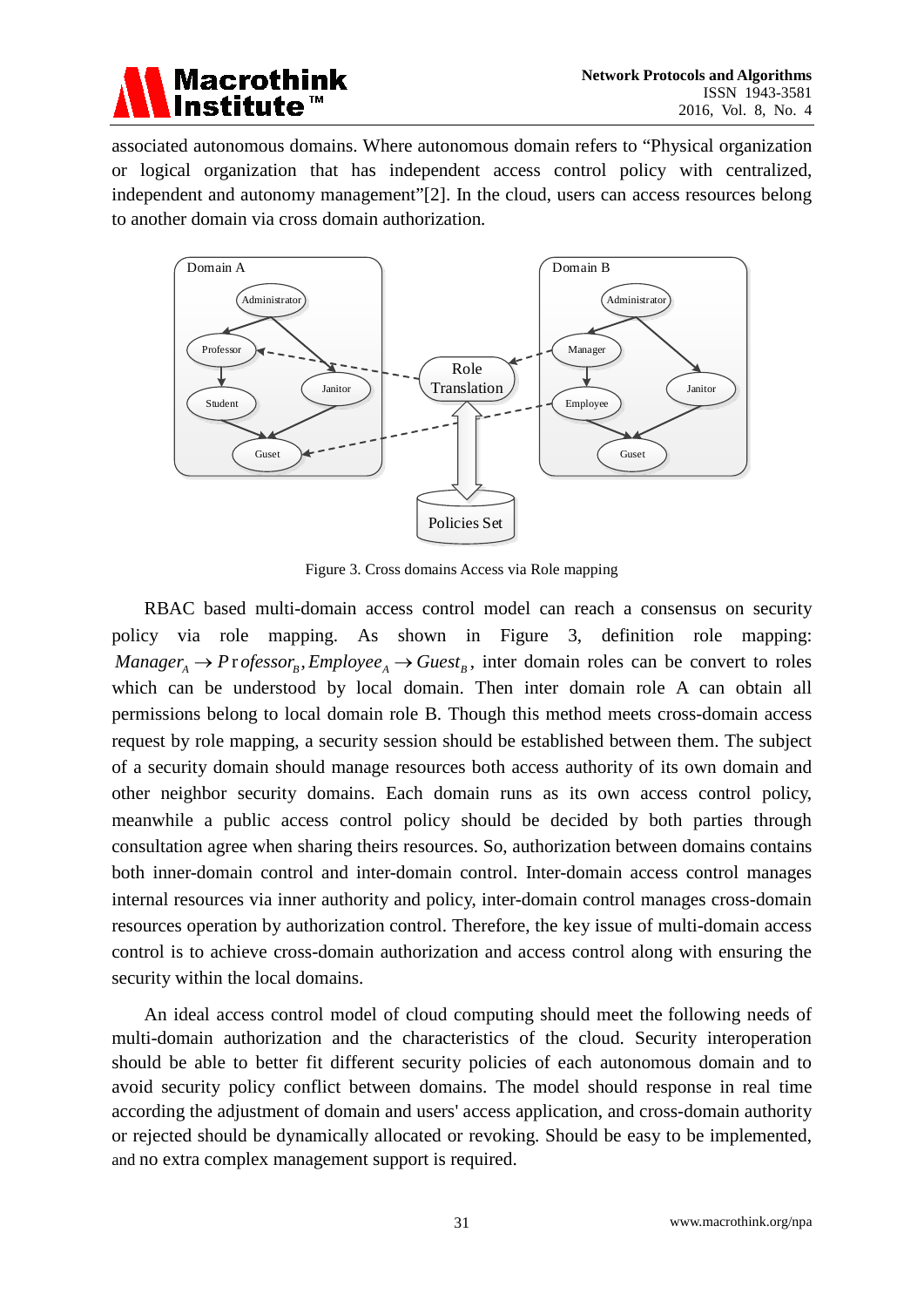associated autonomous domains. Where autonomous domain refers to “Physical organization or logical organization that has independent access control policy with centralized, independent and autonomy management”[2]. In the cloud, users can access resources belong to another domain via cross domain authorization.

Domain A
Administrator
Professor
Janitor
Student
Guset
Role Translation
Policies Set
Domain B
Administrator
Manager
Janitor
Employee
Guset

Figure 3. Cross domains Access via Role mapping

RBAC based multi-domain access control model can reach a consensus on security policy via role mapping. As shown in Figure 3, definition role mapping: $Manager_A \rightarrow Professor_B, Employee_A \rightarrow Guest_B$, inter domain roles can be convert to roles which can be understood by local domain. Then inter domain role A can obtain all permissions belong to local domain role B. Though this method meets cross-domain access request by role mapping, a security session should be established between them. The subject of a security domain should manage resources both access authority of its own domain and other neighbor security domains. Each domain runs as its own access control policy, meanwhile a public access control policy should be decided by both parties through consultation agree when sharing theirs resources. So, authorization between domains contains both inner-domain control and inter-domain control. Inter-domain access control manages internal resources via inner authority and policy, inter-domain control manages cross-domain resources operation by authorization control. Therefore, the key issue of multi-domain access control is to achieve cross-domain authorization and access control along with ensuring the security within the local domains.

An ideal access control model of cloud computing should meet the following needs of multi-domain authorization and the characteristics of the cloud. Security interoperation should be able to better fit different security policies of each autonomous domain and to avoid security policy conflict between domains. The model should response in real time according the adjustment of domain and users' access application, and cross-domain authority or rejected should be dynamically allocated or revoking. Should be easy to be implemented, and no extra complex management support is required.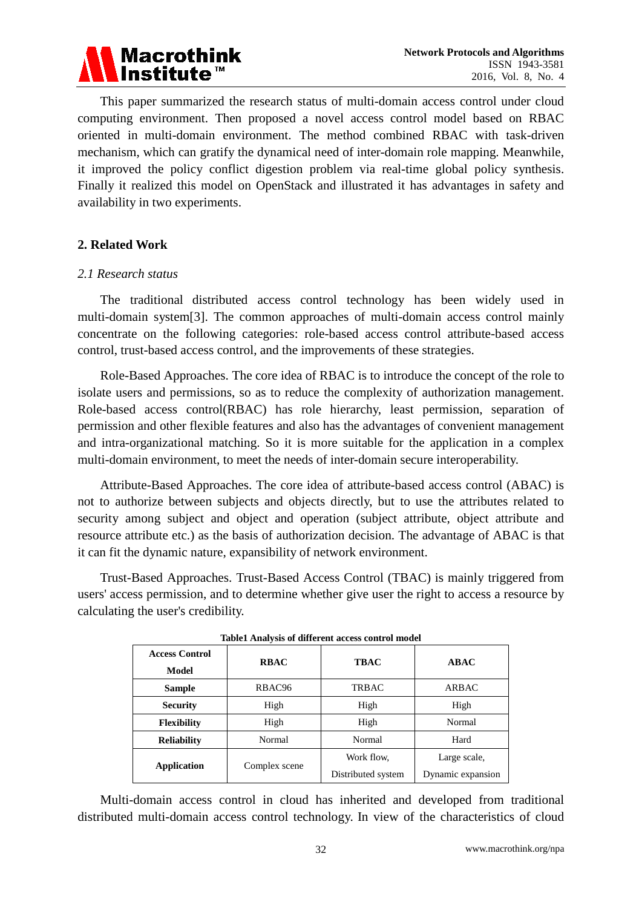This paper summarized the research status of multi-domain access control under cloud computing environment. Then proposed a novel access control model based on RBAC oriented in multi-domain environment. The method combined RBAC with task-driven mechanism, which can gratify the dynamical need of inter-domain role mapping. Meanwhile, it improved the policy conflict digestion problem via real-time global policy synthesis. Finally it realized this model on OpenStack and illustrated it has advantages in safety and availability in two experiments.

## 2. Related Work

### *2.1 Research status*

The traditional distributed access control technology has been widely used in multi-domain system[3]. The common approaches of multi-domain access control mainly concentrate on the following categories: role-based access control attribute-based access control, trust-based access control, and the improvements of these strategies.

Role-Based Approaches. The core idea of RBAC is to introduce the concept of the role to isolate users and permissions, so as to reduce the complexity of authorization management. Role-based access control(RBAC) has role hierarchy, least permission, separation of permission and other flexible features and also has the advantages of convenient management and intra-organizational matching. So it is more suitable for the application in a complex multi-domain environment, to meet the needs of inter-domain secure interoperability.

Attribute-Based Approaches. The core idea of attribute-based access control (ABAC) is not to authorize between subjects and objects directly, but to use the attributes related to security among subject and object and operation (subject attribute, object attribute and resource attribute etc.) as the basis of authorization decision. The advantage of ABAC is that it can fit the dynamic nature, expansibility of network environment.

Trust-Based Approaches. Trust-Based Access Control (TBAC) is mainly triggered from users' access permission, and to determine whether give user the right to access a resource by calculating the user's credibility.

**Table1 Analysis of different access control model**

| **Access Control Model** | **RBAC** | **TBAC** | **ABAC** |
|---|---|---|---|
| **Sample** | RBAC96 | TRBAC | ARBAC |
| **Security** | High | High | High |
| **Flexibility** | High | High | Normal |
| **Reliability** | Normal | Normal | Hard |
| **Application** | Complex scene | Work flow, Distributed system | Large scale, Dynamic expansion |

Multi-domain access control in cloud has inherited and developed from traditional distributed multi-domain access control technology. In view of the characteristics of cloud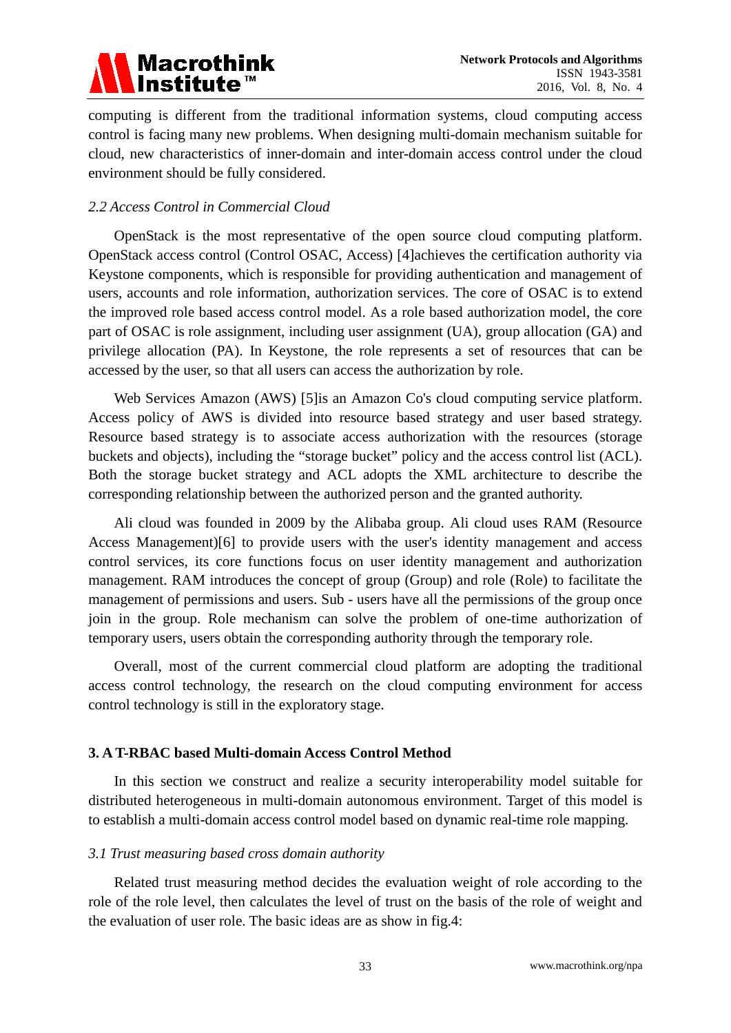computing is different from the traditional information systems, cloud computing access control is facing many new problems. When designing multi-domain mechanism suitable for cloud, new characteristics of inner-domain and inter-domain access control under the cloud environment should be fully considered.

### *2.2 Access Control in Commercial Cloud*

OpenStack is the most representative of the open source cloud computing platform. OpenStack access control (Control OSAC, Access) [4]achieves the certification authority via Keystone components, which is responsible for providing authentication and management of users, accounts and role information, authorization services. The core of OSAC is to extend the improved role based access control model. As a role based authorization model, the core part of OSAC is role assignment, including user assignment (UA), group allocation (GA) and privilege allocation (PA). In Keystone, the role represents a set of resources that can be accessed by the user, so that all users can access the authorization by role.

Web Services Amazon (AWS) [5]is an Amazon Co's cloud computing service platform. Access policy of AWS is divided into resource based strategy and user based strategy. Resource based strategy is to associate access authorization with the resources (storage buckets and objects), including the “storage bucket” policy and the access control list (ACL). Both the storage bucket strategy and ACL adopts the XML architecture to describe the corresponding relationship between the authorized person and the granted authority.

Ali cloud was founded in 2009 by the Alibaba group. Ali cloud uses RAM (Resource Access Management)[6] to provide users with the user's identity management and access control services, its core functions focus on user identity management and authorization management. RAM introduces the concept of group (Group) and role (Role) to facilitate the management of permissions and users. Sub - users have all the permissions of the group once join in the group. Role mechanism can solve the problem of one-time authorization of temporary users, users obtain the corresponding authority through the temporary role.

Overall, most of the current commercial cloud platform are adopting the traditional access control technology, the research on the cloud computing environment for access control technology is still in the exploratory stage.

## 3. A T-RBAC based Multi-domain Access Control Method

In this section we construct and realize a security interoperability model suitable for distributed heterogeneous in multi-domain autonomous environment. Target of this model is to establish a multi-domain access control model based on dynamic real-time role mapping.

### *3.1 Trust measuring based cross domain authority*

Related trust measuring method decides the evaluation weight of role according to the role of the role level, then calculates the level of trust on the basis of the role of weight and the evaluation of user role. The basic ideas are as show in fig.4: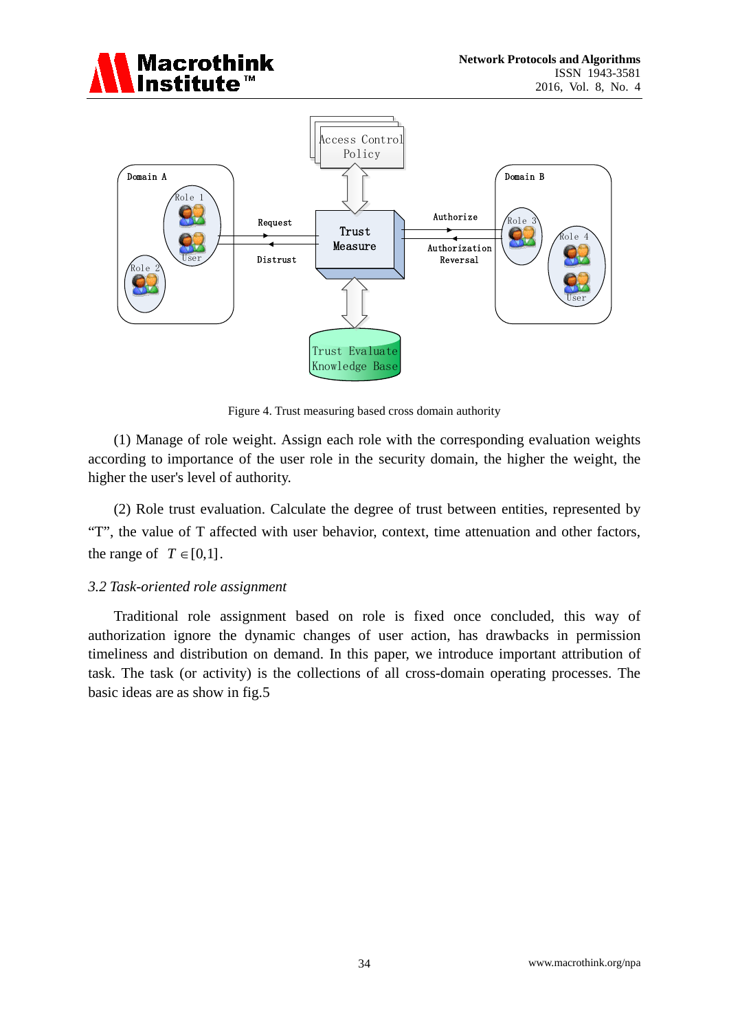Figure 4. Trust measuring based cross domain authority

(1) Manage of role weight. Assign each role with the corresponding evaluation weights according to importance of the user role in the security domain, the higher the weight, the higher the user's level of authority.

(2) Role trust evaluation. Calculate the degree of trust between entities, represented by "T", the value of T affected with user behavior, context, time attenuation and other factors, the range of $T \in [0,1]$.

### *3.2 Task-oriented role assignment*

Traditional role assignment based on role is fixed once concluded, this way of authorization ignore the dynamic changes of user action, has drawbacks in permission timeliness and distribution on demand. In this paper, we introduce important attribution of task. The task (or activity) is the collections of all cross-domain operating processes. The basic ideas are as show in fig.5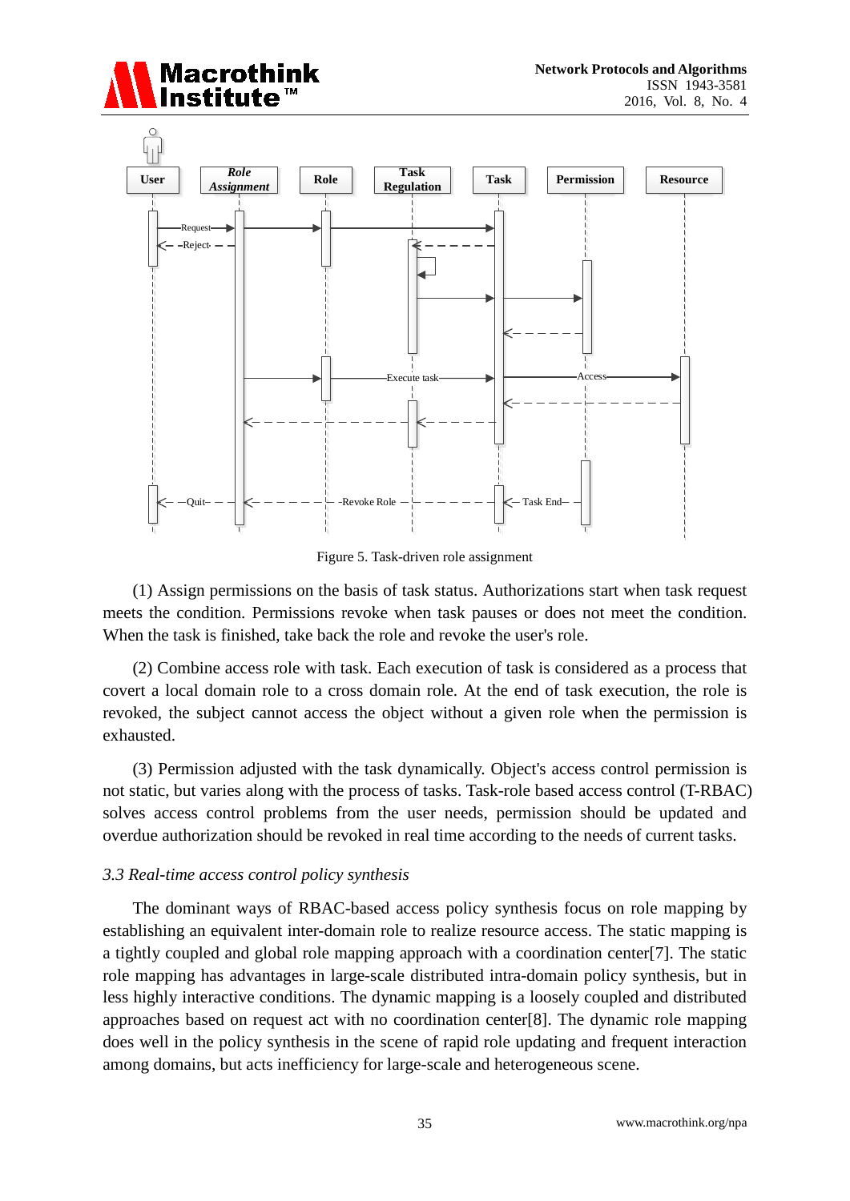Figure 5. Task-driven role assignment

(1) Assign permissions on the basis of task status. Authorizations start when task request meets the condition. Permissions revoke when task pauses or does not meet the condition. When the task is finished, take back the role and revoke the user's role.

(2) Combine access role with task. Each execution of task is considered as a process that covert a local domain role to a cross domain role. At the end of task execution, the role is revoked, the subject cannot access the object without a given role when the permission is exhausted.

(3) Permission adjusted with the task dynamically. Object's access control permission is not static, but varies along with the process of tasks. Task-role based access control (T-RBAC) solves access control problems from the user needs, permission should be updated and overdue authorization should be revoked in real time according to the needs of current tasks.

### *3.3 Real-time access control policy synthesis*

The dominant ways of RBAC-based access policy synthesis focus on role mapping by establishing an equivalent inter-domain role to realize resource access. The static mapping is a tightly coupled and global role mapping approach with a coordination center[7]. The static role mapping has advantages in large-scale distributed intra-domain policy synthesis, but in less highly interactive conditions. The dynamic mapping is a loosely coupled and distributed approaches based on request act with no coordination center[8]. The dynamic role mapping does well in the policy synthesis in the scene of rapid role updating and frequent interaction among domains, but acts inefficiency for large-scale and heterogeneous scene.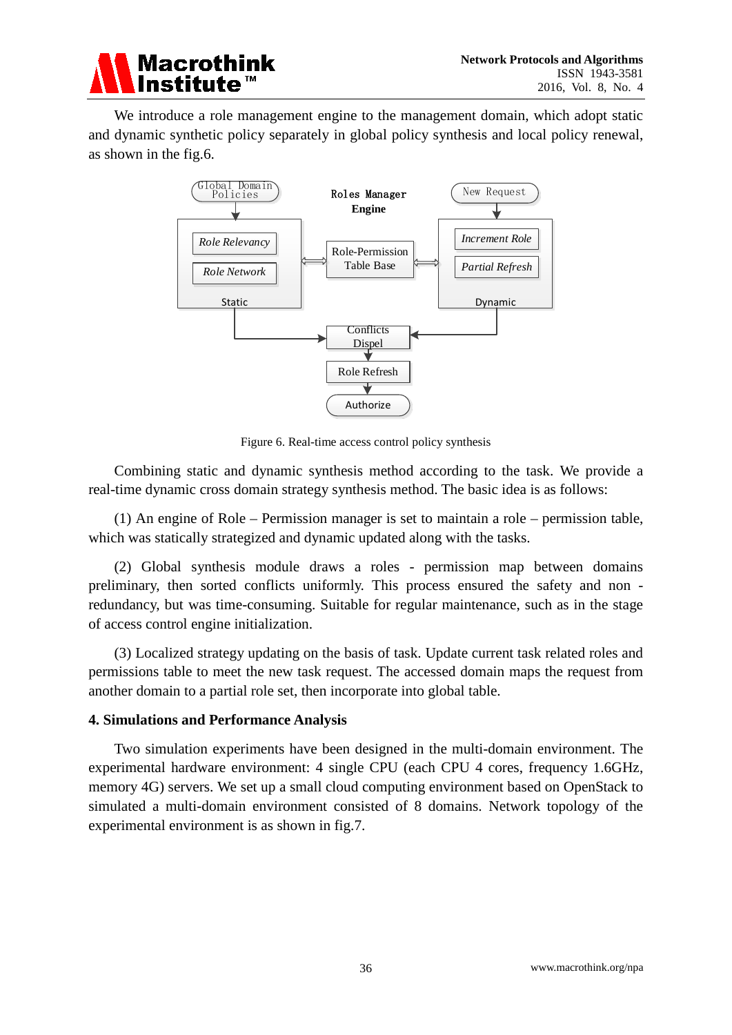We introduce a role management engine to the management domain, which adopt static and dynamic synthetic policy separately in global policy synthesis and local policy renewal, as shown in the fig.6.

Figure 6. Real-time access control policy synthesis

Combining static and dynamic synthesis method according to the task. We provide a real-time dynamic cross domain strategy synthesis method. The basic idea is as follows:

(1) An engine of Role – Permission manager is set to maintain a role – permission table, which was statically strategized and dynamic updated along with the tasks.

(2) Global synthesis module draws a roles - permission map between domains preliminary, then sorted conflicts uniformly. This process ensured the safety and non - redundancy, but was time-consuming. Suitable for regular maintenance, such as in the stage of access control engine initialization.

(3) Localized strategy updating on the basis of task. Update current task related roles and permissions table to meet the new task request. The accessed domain maps the request from another domain to a partial role set, then incorporate into global table.

## 4. Simulations and Performance Analysis

Two simulation experiments have been designed in the multi-domain environment. The experimental hardware environment: 4 single CPU (each CPU 4 cores, frequency 1.6GHz, memory 4G) servers. We set up a small cloud computing environment based on OpenStack to simulated a multi-domain environment consisted of 8 domains. Network topology of the experimental environment is as shown in fig.7.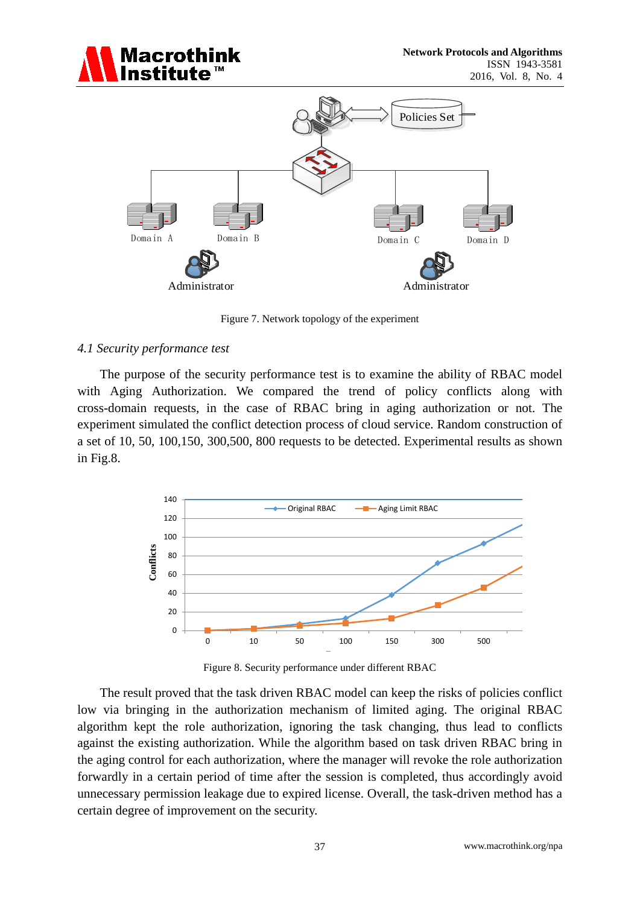Figure 7. Network topology of the experiment

### *4.1 Security performance test*

The purpose of the security performance test is to examine the ability of RBAC model with Aging Authorization. We compared the trend of policy conflicts along with cross-domain requests, in the case of RBAC bring in aging authorization or not. The experiment simulated the conflict detection process of cloud service. Random construction of a set of 10, 50, 100,150, 300,500, 800 requests to be detected. Experimental results as shown in Fig.8.

Figure 8. Security performance under different RBAC

The result proved that the task driven RBAC model can keep the risks of policies conflict low via bringing in the authorization mechanism of limited aging. The original RBAC algorithm kept the role authorization, ignoring the task changing, thus lead to conflicts against the existing authorization. While the algorithm based on task driven RBAC bring in the aging control for each authorization, where the manager will revoke the role authorization forwardly in a certain period of time after the session is completed, thus accordingly avoid unnecessary permission leakage due to expired license. Overall, the task-driven method has a certain degree of improvement on the security.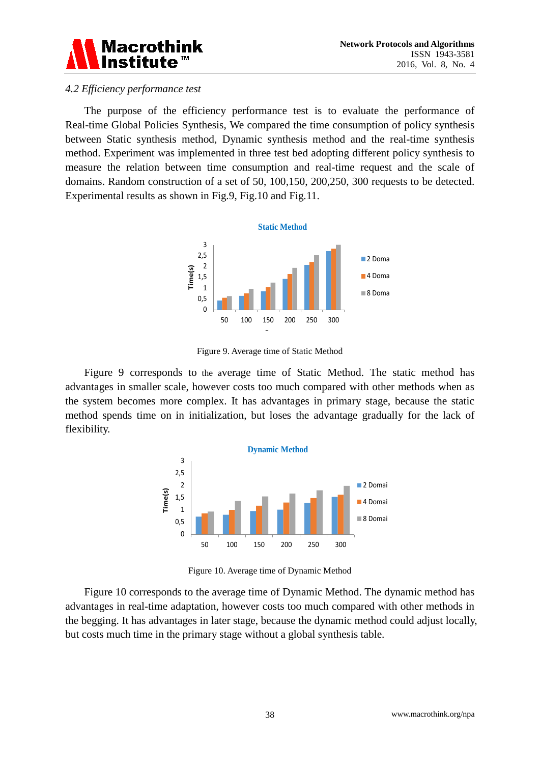*4.2 Efficiency performance test*

The purpose of the efficiency performance test is to evaluate the performance of Real-time Global Policies Synthesis, We compared the time consumption of policy synthesis between Static synthesis method, Dynamic synthesis method and the real-time synthesis method. Experiment was implemented in three test bed adopting different policy synthesis to measure the relation between time consumption and real-time request and the scale of domains. Random construction of a set of 50, 100,150, 200,250, 300 requests to be detected. Experimental results as shown in Fig.9, Fig.10 and Fig.11.

Figure 9. Average time of Static Method

Figure 9 corresponds to the average time of Static Method. The static method has advantages in smaller scale, however costs too much compared with other methods when as the system becomes more complex. It has advantages in primary stage, because the static method spends time on in initialization, but loses the advantage gradually for the lack of flexibility.

Figure 10. Average time of Dynamic Method

Figure 10 corresponds to the average time of Dynamic Method. The dynamic method has advantages in real-time adaptation, however costs too much compared with other methods in the begging. It has advantages in later stage, because the dynamic method could adjust locally, but costs much time in the primary stage without a global synthesis table.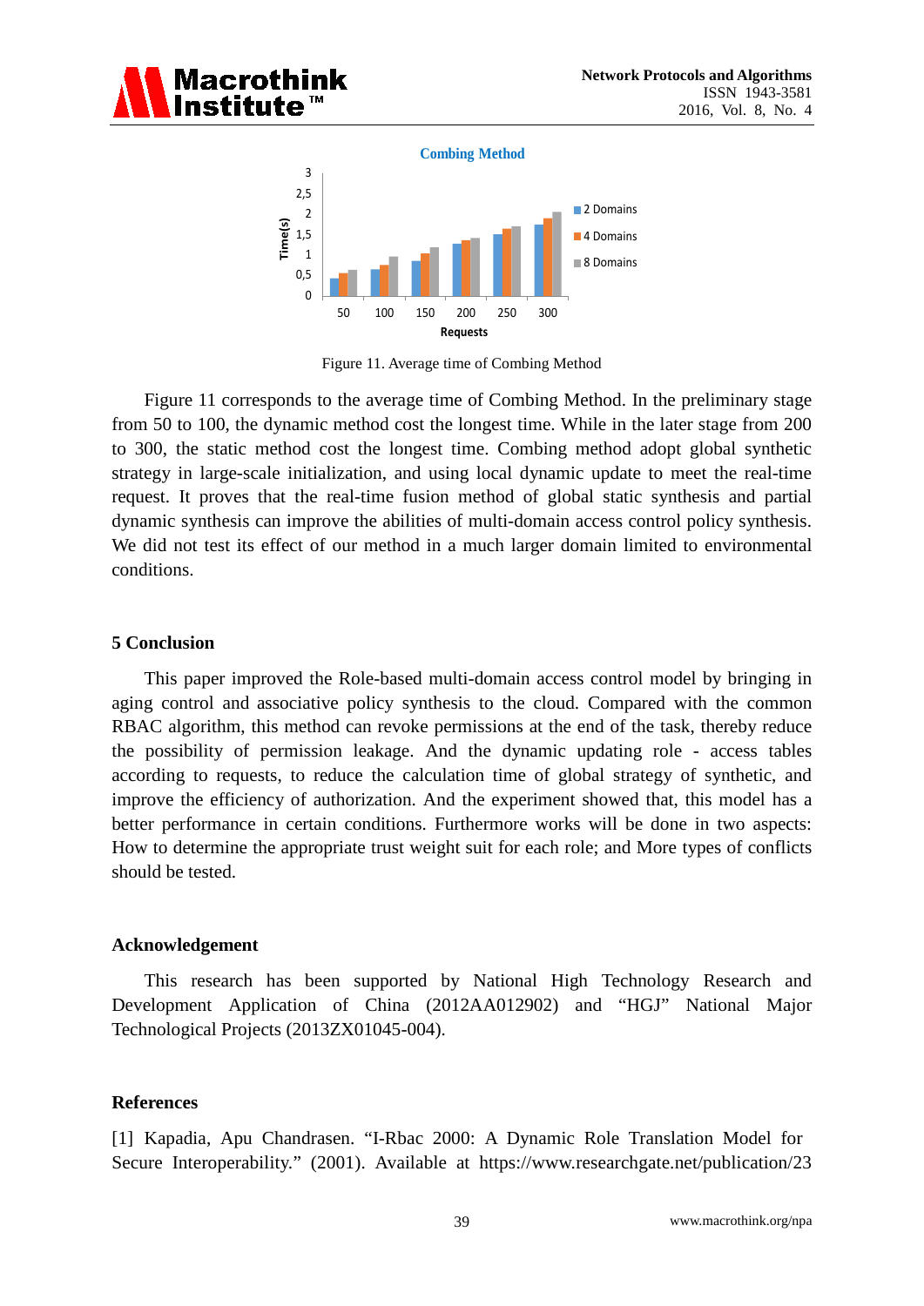Figure 11. Average time of Combing Method

Figure 11 corresponds to the average time of Combing Method. In the preliminary stage from 50 to 100, the dynamic method cost the longest time. While in the later stage from 200 to 300, the static method cost the longest time. Combing method adopt global synthetic strategy in large-scale initialization, and using local dynamic update to meet the real-time request. It proves that the real-time fusion method of global static synthesis and partial dynamic synthesis can improve the abilities of multi-domain access control policy synthesis. We did not test its effect of our method in a much larger domain limited to environmental conditions.

## 5 Conclusion

This paper improved the Role-based multi-domain access control model by bringing in aging control and associative policy synthesis to the cloud. Compared with the common RBAC algorithm, this method can revoke permissions at the end of the task, thereby reduce the possibility of permission leakage. And the dynamic updating role - access tables according to requests, to reduce the calculation time of global strategy of synthetic, and improve the efficiency of authorization. And the experiment showed that, this model has a better performance in certain conditions. Furthermore works will be done in two aspects: How to determine the appropriate trust weight suit for each role; and More types of conflicts should be tested.

## Acknowledgement

This research has been supported by National High Technology Research and Development Application of China (2012AA012902) and "HGJ" National Major Technological Projects (2013ZX01045-004).

## References

[1] Kapadia, Apu Chandrasen. "I-Rbac 2000: A Dynamic Role Translation Model for Secure Interoperability." (2001). Available at https://www.researchgate.net/publication/23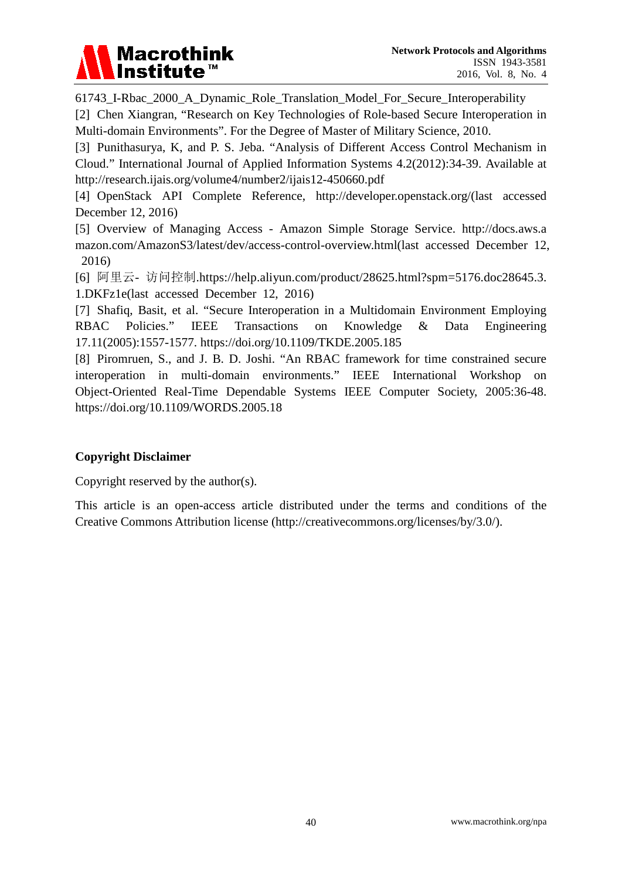61743_I-Rbac_2000_A_Dynamic_Role_Translation_Model_For_Secure_Interoperability

[2] Chen Xiangran, "Research on Key Technologies of Role-based Secure Interoperation in Multi-domain Environments". For the Degree of Master of Military Science, 2010.

[3] Punithasurya, K, and P. S. Jeba. "Analysis of Different Access Control Mechanism in Cloud." International Journal of Applied Information Systems 4.2(2012):34-39. Available at http://research.ijais.org/volume4/number2/ijais12-450660.pdf

[4] OpenStack API Complete Reference, http://developer.openstack.org/(last accessed December 12, 2016)

[5] Overview of Managing Access - Amazon Simple Storage Service. http://docs.aws.amazon.com/AmazonS3/latest/dev/access-control-overview.html(last accessed December 12, 2016)

[6] 阿里云- 访问控制.https://help.aliyun.com/product/28625.html?spm=5176.doc28645.3.1.DKFz1e(last accessed December 12, 2016)

[7] Shafiq, Basit, et al. "Secure Interoperation in a Multidomain Environment Employing RBAC Policies." IEEE Transactions on Knowledge & Data Engineering 17.11(2005):1557-1577. https://doi.org/10.1109/TKDE.2005.185

[8] Piromruen, S., and J. B. D. Joshi. "An RBAC framework for time constrained secure interoperation in multi-domain environments." IEEE International Workshop on Object-Oriented Real-Time Dependable Systems IEEE Computer Society, 2005:36-48. https://doi.org/10.1109/WORDS.2005.18

## Copyright Disclaimer

Copyright reserved by the author(s).

This article is an open-access article distributed under the terms and conditions of the Creative Commons Attribution license (http://creativecommons.org/licenses/by/3.0/).